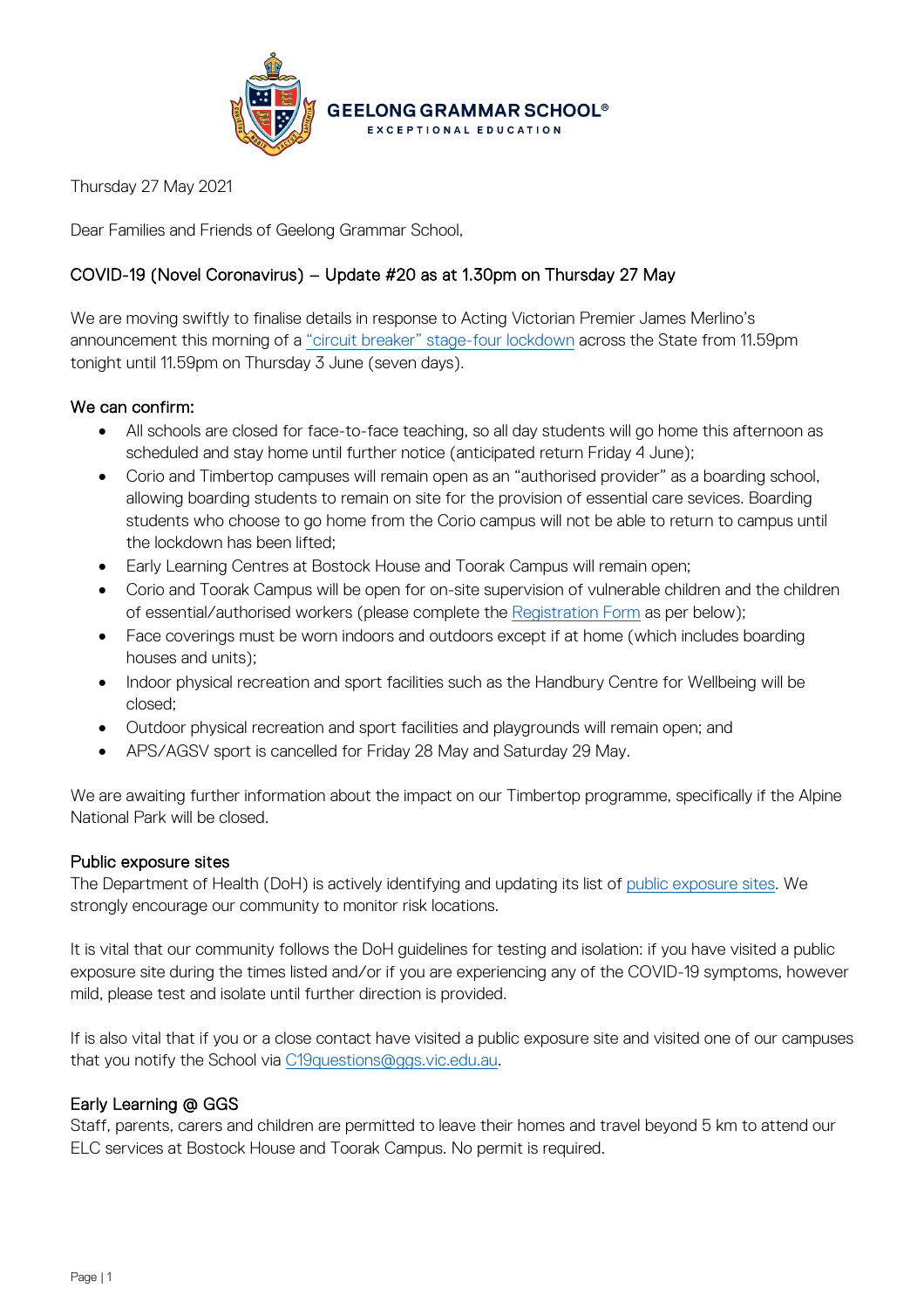GEELONG GRAMMAR SCHOOL®
EXCEPTIONAL EDUCATION

Thursday 27 May 2021

Dear Families and Friends of Geelong Grammar School,

## COVID-19 (Novel Coronavirus) – Update #20 as at 1.30pm on Thursday 27 May

We are moving swiftly to finalise details in response to Acting Victorian Premier James Merlino's announcement this morning of a "circuit breaker" stage-four lockdown across the State from 11.59pm tonight until 11.59pm on Thursday 3 June (seven days).

### We can confirm:

- All schools are closed for face-to-face teaching, so all day students will go home this afternoon as scheduled and stay home until further notice (anticipated return Friday 4 June);
- Corio and Timbertop campuses will remain open as an "authorised provider" as a boarding school, allowing boarding students to remain on site for the provision of essential care sevices. Boarding students who choose to go home from the Corio campus will not be able to return to campus until the lockdown has been lifted;
- Early Learning Centres at Bostock House and Toorak Campus will remain open;
- Corio and Toorak Campus will be open for on-site supervision of vulnerable children and the children of essential/authorised workers (please complete the Registration Form as per below);
- Face coverings must be worn indoors and outdoors except if at home (which includes boarding houses and units);
- Indoor physical recreation and sport facilities such as the Handbury Centre for Wellbeing will be closed;
- Outdoor physical recreation and sport facilities and playgrounds will remain open; and
- APS/AGSV sport is cancelled for Friday 28 May and Saturday 29 May.

We are awaiting further information about the impact on our Timbertop programme, specifically if the Alpine National Park will be closed.

### Public exposure sites

The Department of Health (DoH) is actively identifying and updating its list of public exposure sites. We strongly encourage our community to monitor risk locations.

It is vital that our community follows the DoH guidelines for testing and isolation: if you have visited a public exposure site during the times listed and/or if you are experiencing any of the COVID-19 symptoms, however mild, please test and isolate until further direction is provided.

If is also vital that if you or a close contact have visited a public exposure site and visited one of our campuses that you notify the School via C19questions@ggs.vic.edu.au.

### Early Learning @ GGS

Staff, parents, carers and children are permitted to leave their homes and travel beyond 5 km to attend our ELC services at Bostock House and Toorak Campus. No permit is required.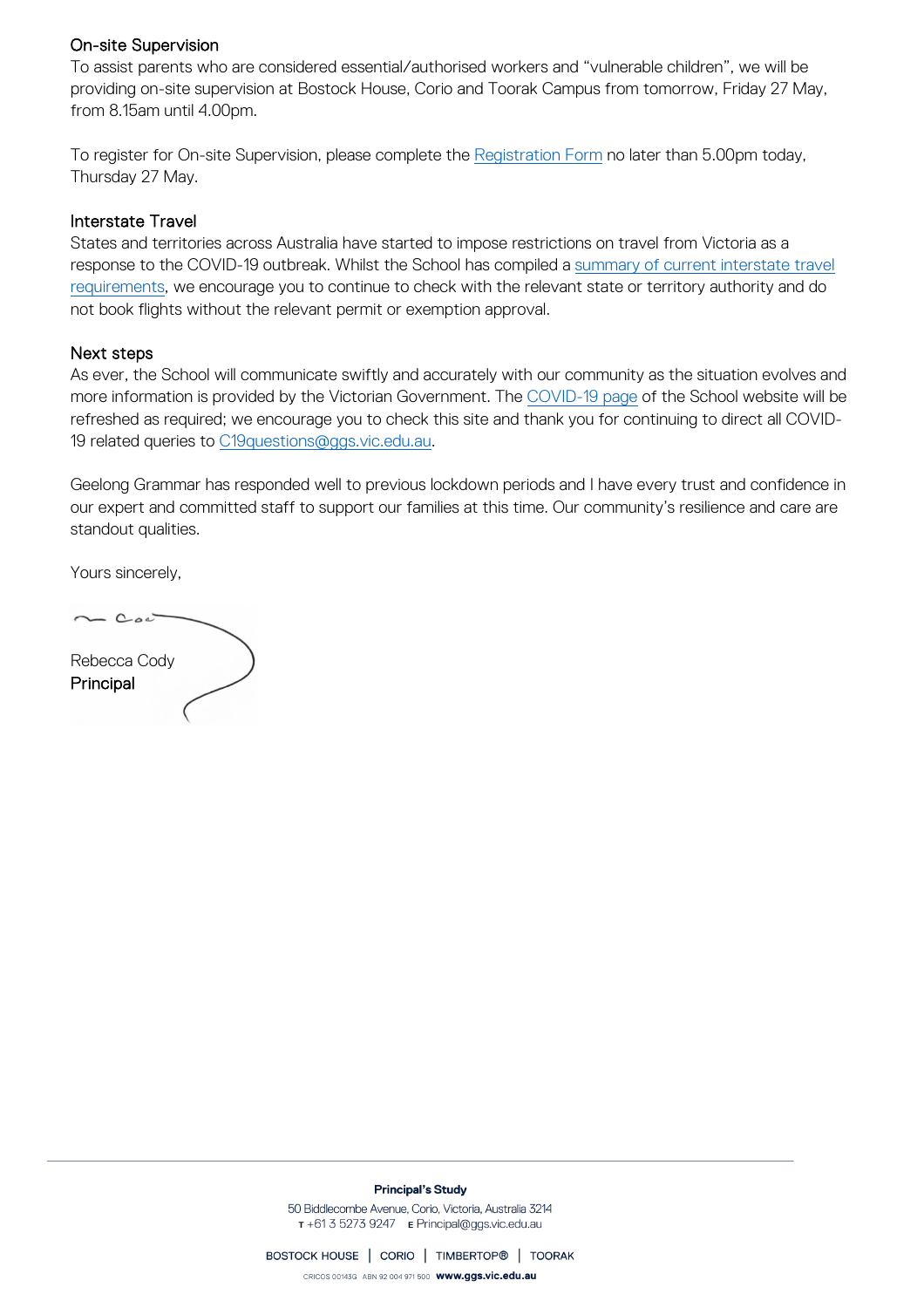### On-site Supervision

To assist parents who are considered essential/authorised workers and "vulnerable children", we will be providing on-site supervision at Bostock House, Corio and Toorak Campus from tomorrow, Friday 27 May, from 8.15am until 4.00pm.

To register for On-site Supervision, please complete the Registration Form no later than 5.00pm today, Thursday 27 May.

### Interstate Travel

States and territories across Australia have started to impose restrictions on travel from Victoria as a response to the COVID-19 outbreak. Whilst the School has compiled a summary of current interstate travel requirements, we encourage you to continue to check with the relevant state or territory authority and do not book flights without the relevant permit or exemption approval.

### Next steps

As ever, the School will communicate swiftly and accurately with our community as the situation evolves and more information is provided by the Victorian Government. The COVID-19 page of the School website will be refreshed as required; we encourage you to check this site and thank you for continuing to direct all COVID-19 related queries to C19questions@ggs.vic.edu.au.

Geelong Grammar has responded well to previous lockdown periods and I have every trust and confidence in our expert and committed staff to support our families at this time. Our community's resilience and care are standout qualities.

Yours sincerely,

Rebecca Cody
**Principal**

---

**Principal's Study**
50 Biddlecombe Avenue, Corio, Victoria, Australia 3214
T +61 3 5273 9247 E Principal@ggs.vic.edu.au

BOSTOCK HOUSE | CORIO | TIMBERTOP® | TOORAK

CRICOS 00143G ABN 92 004 971 500 **www.ggs.vic.edu.au**